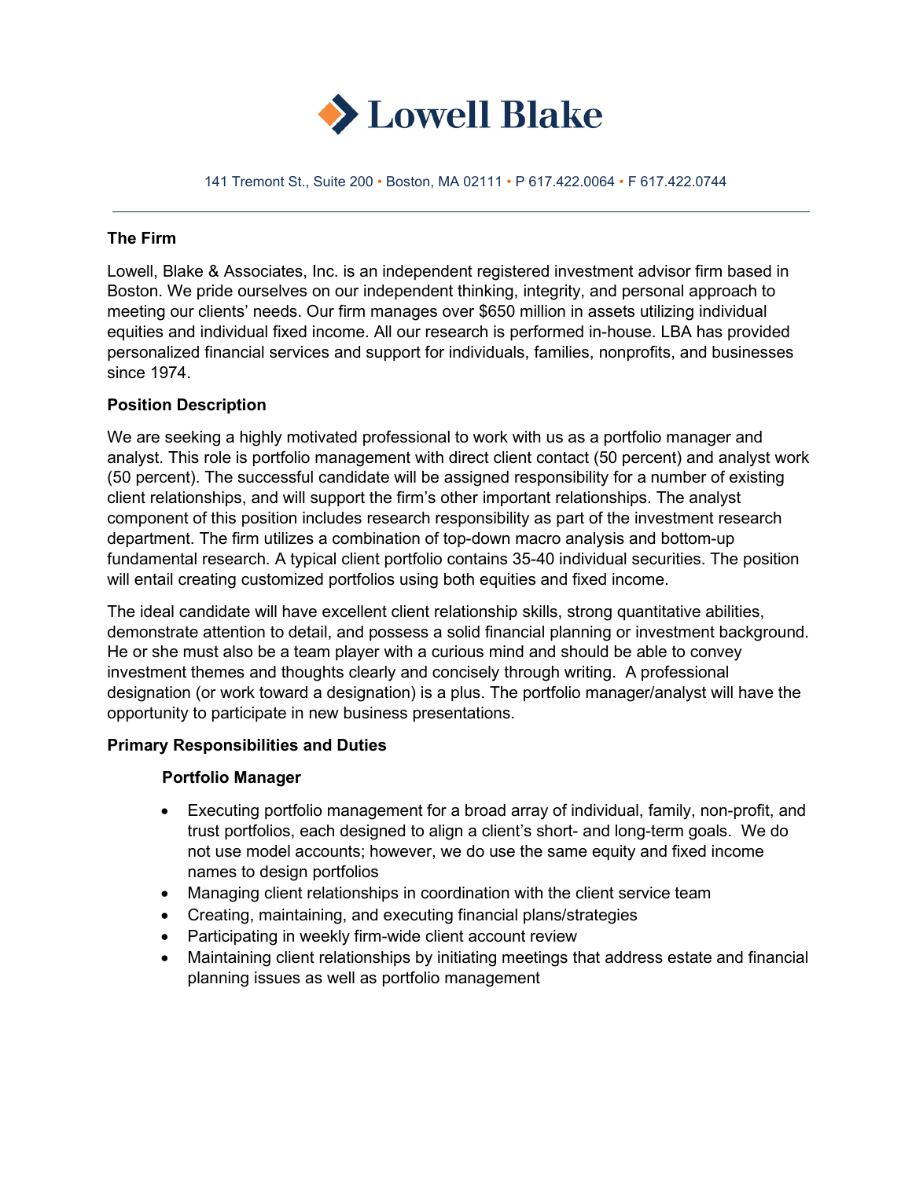# Lowell Blake

141 Tremont St., Suite 200 • Boston, MA 02111 • P 617.422.0064 • F 617.422.0744

---

## The Firm

Lowell, Blake & Associates, Inc. is an independent registered investment advisor firm based in Boston. We pride ourselves on our independent thinking, integrity, and personal approach to meeting our clients' needs. Our firm manages over $650 million in assets utilizing individual equities and individual fixed income. All our research is performed in-house. LBA has provided personalized financial services and support for individuals, families, nonprofits, and businesses since 1974.

## Position Description

We are seeking a highly motivated professional to work with us as a portfolio manager and analyst. This role is portfolio management with direct client contact (50 percent) and analyst work (50 percent). The successful candidate will be assigned responsibility for a number of existing client relationships, and will support the firm's other important relationships. The analyst component of this position includes research responsibility as part of the investment research department. The firm utilizes a combination of top-down macro analysis and bottom-up fundamental research. A typical client portfolio contains 35-40 individual securities. The position will entail creating customized portfolios using both equities and fixed income.

The ideal candidate will have excellent client relationship skills, strong quantitative abilities, demonstrate attention to detail, and possess a solid financial planning or investment background. He or she must also be a team player with a curious mind and should be able to convey investment themes and thoughts clearly and concisely through writing. A professional designation (or work toward a designation) is a plus. The portfolio manager/analyst will have the opportunity to participate in new business presentations.

## Primary Responsibilities and Duties

### Portfolio Manager

- Executing portfolio management for a broad array of individual, family, non-profit, and trust portfolios, each designed to align a client's short- and long-term goals. We do not use model accounts; however, we do use the same equity and fixed income names to design portfolios
- Managing client relationships in coordination with the client service team
- Creating, maintaining, and executing financial plans/strategies
- Participating in weekly firm-wide client account review
- Maintaining client relationships by initiating meetings that address estate and financial planning issues as well as portfolio management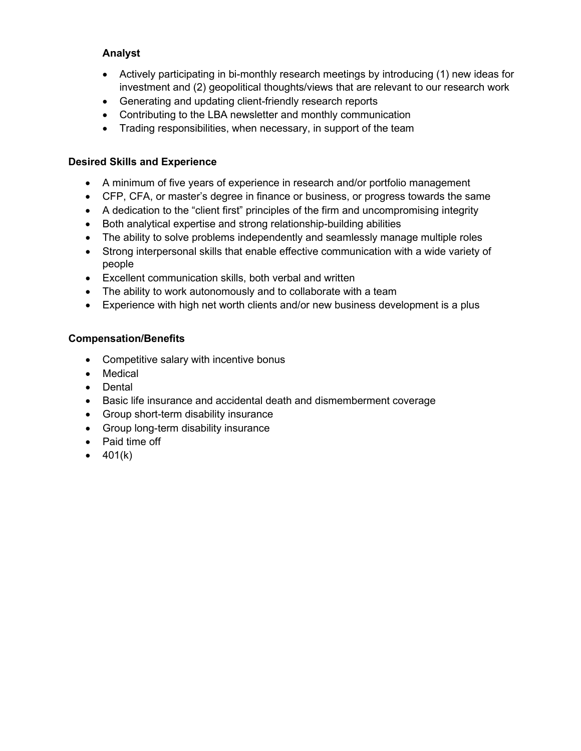**Analyst**

- Actively participating in bi-monthly research meetings by introducing (1) new ideas for investment and (2) geopolitical thoughts/views that are relevant to our research work
- Generating and updating client-friendly research reports
- Contributing to the LBA newsletter and monthly communication
- Trading responsibilities, when necessary, in support of the team

**Desired Skills and Experience**

- A minimum of five years of experience in research and/or portfolio management
- CFP, CFA, or master's degree in finance or business, or progress towards the same
- A dedication to the "client first" principles of the firm and uncompromising integrity
- Both analytical expertise and strong relationship-building abilities
- The ability to solve problems independently and seamlessly manage multiple roles
- Strong interpersonal skills that enable effective communication with a wide variety of people
- Excellent communication skills, both verbal and written
- The ability to work autonomously and to collaborate with a team
- Experience with high net worth clients and/or new business development is a plus

**Compensation/Benefits**

- Competitive salary with incentive bonus
- Medical
- Dental
- Basic life insurance and accidental death and dismemberment coverage
- Group short-term disability insurance
- Group long-term disability insurance
- Paid time off
- 401(k)